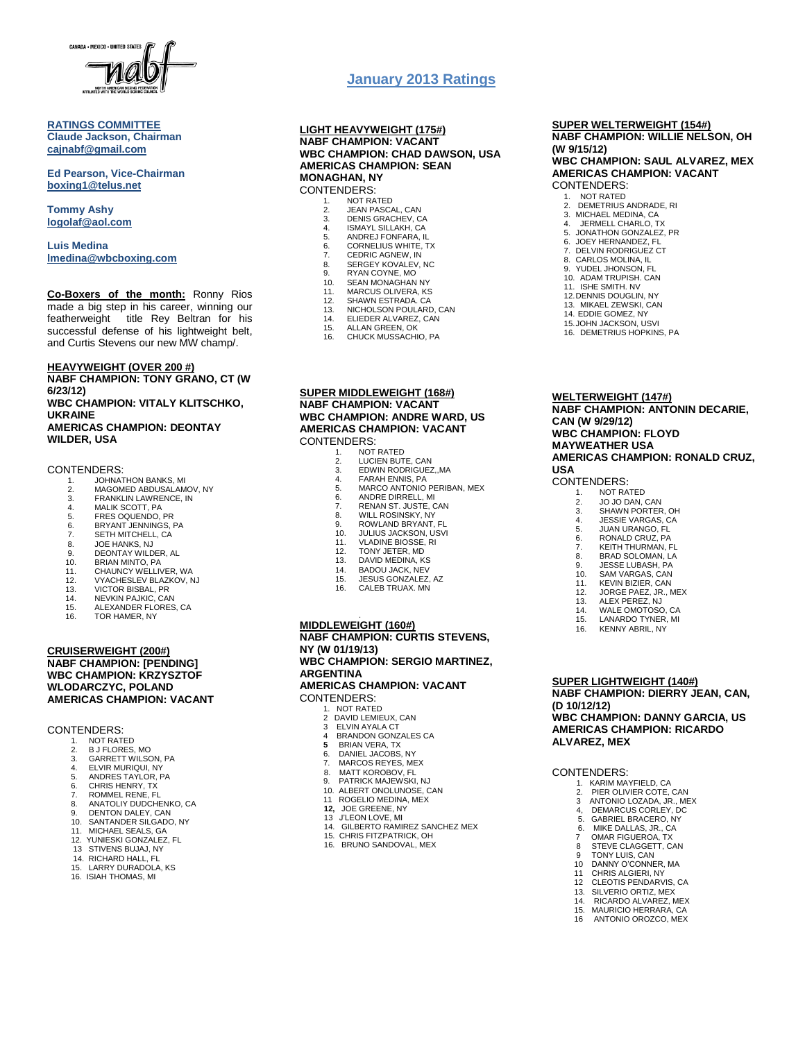# January 2013 Ratings

**RATINGS COMMITTEE**
**Claude Jackson, Chairman**
**cajnabf@gmail.com**

**Ed Pearson, Vice-Chairman**
**boxing1@telus.net**

**Tommy Ashy**
**logolaf@aol.com**

**Luis Medina**
**lmedina@wbcboxing.com**

**Co-Boxers of the month:** Ronny Rios made a big step in his career, winning our featherweight title Rey Beltran for his successful defense of his lightweight belt, and Curtis Stevens our new MW champ/.

## HEAVYWEIGHT (OVER 200 #)

**NABF CHAMPION: TONY GRANO, CT (W 6/23/12)**
**WBC CHAMPION: VITALY KLITSCHKO, UKRAINE**
**AMERICAS CHAMPION: DEONTAY WILDER, USA**

CONTENDERS:
1. JOHNATHON BANKS, MI
2. MAGOMED ABDUSALAMOV, NY
3. FRANKLIN LAWRENCE, IN
4. MALIK SCOTT, PA
5. FRES OQUENDO, PR
6. BRYANT JENNINGS, PA
7. SETH MITCHELL, CA
8. JOE HANKS, NJ
9. DEONTAY WILDER, AL
10. BRIAN MINTO, PA
11. CHAUNCY WELLIVER, WA
12. VYACHESLEV BLAZKOV, NJ
13. VICTOR BISBAL, PR
14. NEVKIN PAJKIC, CAN
15. ALEXANDER FLORES, CA
16. TOR HAMER, NY

## CRUISERWEIGHT (200#)

**NABF CHAMPION: [PENDING]**
**WBC CHAMPION: KRZYSZTOF WLODARCZYC, POLAND**
**AMERICAS CHAMPION: VACANT**

CONTENDERS:
1. NOT RATED
2. B J FLORES, MO
3. GARRETT WILSON, PA
4. ELVIR MURIQUI, NY
5. ANDRES TAYLOR, PA
6. CHRIS HENRY, TX
7. ROMMEL RENE, FL
8. ANATOLIY DUDCHENKO, CA
9. DENTON DALEY, CAN
10. SANTANDER SILGADO, NY
11. MICHAEL SEALS, GA
12. YUNIESKI GONZALEZ, FL
13. STIVENS BUJAJ, NY
14. RICHARD HALL, FL
15. LARRY DURADOLA, KS
16. ISIAH THOMAS, MI

## LIGHT HEAVYWEIGHT (175#)

**NABF CHAMPION: VACANT**
**WBC CHAMPION: CHAD DAWSON, USA**
**AMERICAS CHAMPION: SEAN MONAGHAN, NY**

CONTENDERS:
1. NOT RATED
2. JEAN PASCAL, CAN
3. DENIS GRACHEV, CA
4. ISMAYL SILLAKH, CA
5. ANDREJ FONFARA, IL
6. CORNELIUS WHITE, TX
7. CEDRIC AGNEW, IN
8. SERGEY KOVALEV, NC
9. RYAN COYNE, MO
10. SEAN MONAGHAN NY
11. MARCUS OLIVERA, KS
12. SHAWN ESTRADA. CA
13. NICHOLSON POULARD, CAN
14. ELIEDER ALVAREZ, CAN
15. ALLAN GREEN, OK
16. CHUCK MUSSACHIO, PA

## SUPER MIDDLEWEIGHT (168#)

**NABF CHAMPION: VACANT**
**WBC CHAMPION: ANDRE WARD, US**
**AMERICAS CHAMPION: VACANT**

CONTENDERS:
1. NOT RATED
2. LUCIEN BUTE, CAN
3. EDWIN RODRIGUEZ,,MA
4. FARAH ENNIS, PA
5. MARCO ANTONIO PERIBAN, MEX
6. ANDRE DIRRELL, MI
7. RENAN ST. JUSTE, CAN
8. WILL ROSINSKY, NY
9. ROWLAND BRYANT, FL
10. JULIUS JACKSON, USVI
11. VLADINE BIOSSE, RI
12. TONY JETER, MD
13. DAVID MEDINA, KS
14. BADOU JACK, NEV
15. JESUS GONZALEZ, AZ
16. CALEB TRUAX. MN

## MIDDLEWEIGHT (160#)

**NABF CHAMPION: CURTIS STEVENS, NY (W 01/19/13)**
**WBC CHAMPION: SERGIO MARTINEZ, ARGENTINA**
**AMERICAS CHAMPION: VACANT**

CONTENDERS:
1. NOT RATED
2. DAVID LEMIEUX, CAN
3. ELVIN AYALA CT
4. BRANDON GONZALES CA
5. BRIAN VERA, TX
6. DANIEL JACOBS, NY
7. MARCOS REYES, MEX
8. MATT KOROBOV, FL
9. PATRICK MAJEWSKI, NJ
10. ALBERT ONOLUNOSE, CAN
11. ROGELIO MEDINA, MEX
12. JOE GREENE, NY
13. J'LEON LOVE, MI
14. GILBERTO RAMIREZ SANCHEZ MEX
15. CHRIS FITZPATRICK, OH
16. BRUNO SANDOVAL, MEX

## SUPER WELTERWEIGHT (154#)

**NABF CHAMPION: WILLIE NELSON, OH (W 9/15/12)**
**WBC CHAMPION: SAUL ALVAREZ, MEX**
**AMERICAS CHAMPION: VACANT**

CONTENDERS:
1. NOT RATED
2. DEMETRIUS ANDRADE, RI
3. MICHAEL MEDINA, CA
4. JERMELL CHARLO, TX
5. JONATHON GONZALEZ, PR
6. JOEY HERNANDEZ, FL
7. DELVIN RODRIGUEZ CT
8. CARLOS MOLINA, IL
9. YUDEL JHONSON, FL
10. ADAM TRUPISH. CAN
11. ISHE SMITH. NV
12. DENNIS DOUGLIN, NY
13. MIKAEL ZEWSKI, CAN
14. EDDIE GOMEZ, NY
15. JOHN JACKSON, USVI
16. DEMETRIUS HOPKINS, PA

## WELTERWEIGHT (147#)

**NABF CHAMPION: ANTONIN DECARIE, CAN (W 9/29/12)**
**WBC CHAMPION: FLOYD MAYWEATHER USA**
**AMERICAS CHAMPION: RONALD CRUZ, USA**

CONTENDERS:
1. NOT RATED
2. JO JO DAN, CAN
3. SHAWN PORTER, OH
4. JESSIE VARGAS, CA
5. JUAN URANGO, FL
6. RONALD CRUZ, PA
7. KEITH THURMAN, FL
8. BRAD SOLOMAN, LA
9. JESSE LUBASH, PA
10. SAM VARGAS, CAN
11. KEVIN BIZIER, CAN
12. JORGE PAEZ, JR., MEX
13. ALEX PEREZ, NJ
14. WALE OMOTOSO, CA
15. LANARDO TYNER, MI
16. KENNY ABRIL, NY

## SUPER LIGHTWEIGHT (140#)

**NABF CHAMPION: DIERRY JEAN, CAN, (D 10/12/12)**
**WBC CHAMPION: DANNY GARCIA, US**
**AMERICAS CHAMPION: RICARDO ALVAREZ, MEX**

CONTENDERS:
1. KARIM MAYFIELD, CA
2. PIER OLIVIER COTE, CAN
3. ANTONIO LOZADA, JR., MEX
4. DEMARCUS CORLEY, DC
5. GABRIEL BRACERO, NY
6. MIKE DALLAS, JR., CA
7. OMAR FIGUEROA, TX
8. STEVE CLAGGETT, CAN
9. TONY LUIS, CAN
10. DANNY O'CONNER, MA
11. CHRIS ALGIERI, NY
12. CLEOTIS PENDARVIS, CA
13. SILVERIO ORTIZ, MEX
14. RICARDO ALVAREZ, MEX
15. MAURICIO HERRARA, CA
16. ANTONIO OROZCO, MEX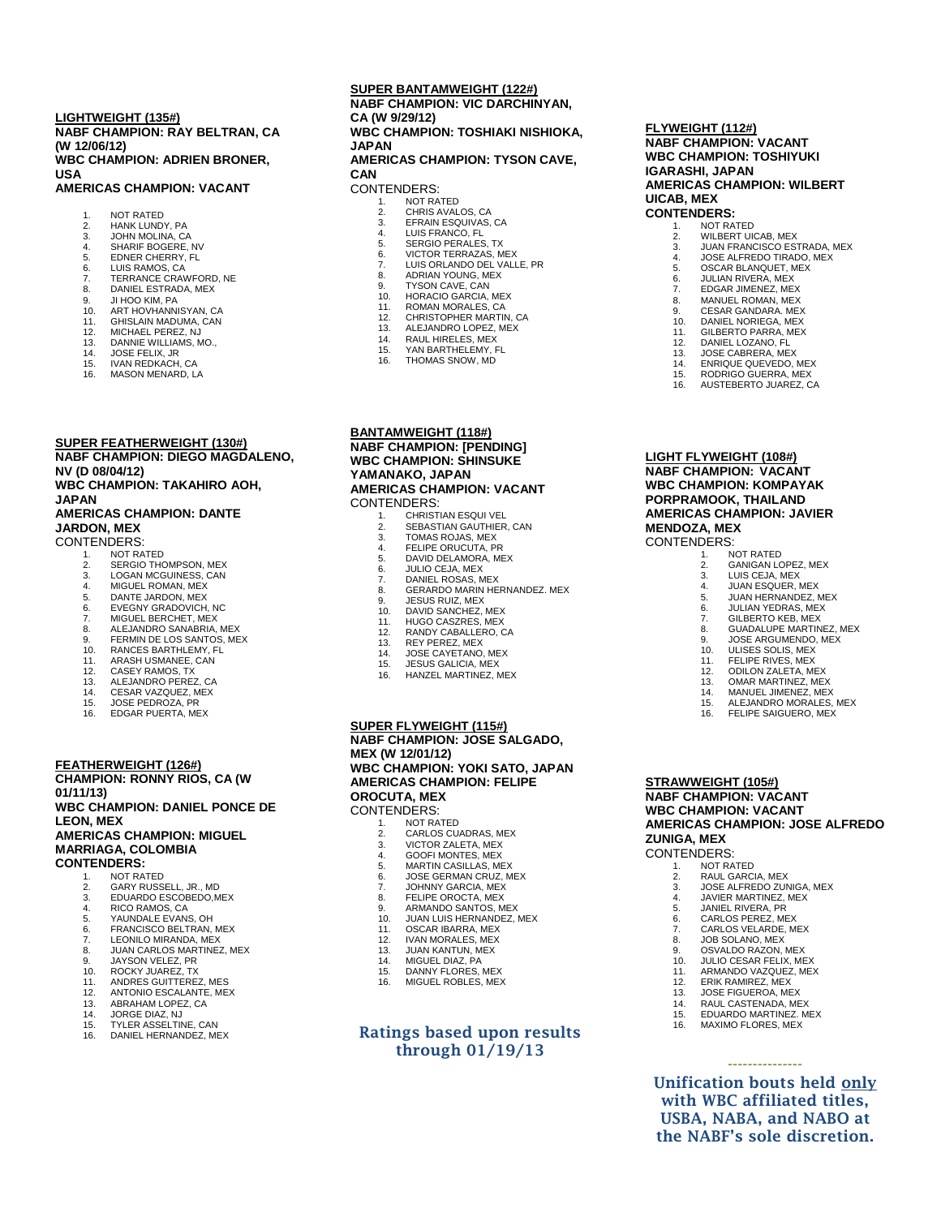## LIGHTWEIGHT (135#)

**NABF CHAMPION: RAY BELTRAN, CA (W 12/06/12)**
**WBC CHAMPION: ADRIEN BRONER, USA**
**AMERICAS CHAMPION: VACANT**

1. NOT RATED
2. HANK LUNDY, PA
3. JOHN MOLINA, CA
4. SHARIF BOGERE, NV
5. EDNER CHERRY, FL
6. LUIS RAMOS, CA
7. TERRANCE CRAWFORD, NE
8. DANIEL ESTRADA, MEX
9. JI HOO KIM, PA
10. ART HOVHANNISYAN, CA
11. GHISLAIN MADUMA, CAN
12. MICHAEL PEREZ, NJ
13. DANNIE WILLIAMS, MO.,
14. JOSE FELIX, JR
15. IVAN REDKACH, CA
16. MASON MENARD, LA

## SUPER FEATHERWEIGHT (130#)

**NABF CHAMPION: DIEGO MAGDALENO, NV (D 08/04/12)**
**WBC CHAMPION: TAKAHIRO AOH, JAPAN**
**AMERICAS CHAMPION: DANTE JARDON, MEX**

CONTENDERS:

1. NOT RATED
2. SERGIO THOMPSON, MEX
3. LOGAN MCGUINESS, CAN
4. MIGUEL ROMAN, MEX
5. DANTE JARDON, MEX
6. EVEGNY GRADOVICH, NC
7. MIGUEL BERCHET, MEX
8. ALEJANDRO SANABRIA, MEX
9. FERMIN DE LOS SANTOS, MEX
10. RANCES BARTHLEMY, FL
11. ARASH USMANEE, CAN
12. CASEY RAMOS, TX
13. ALEJANDRO PEREZ, CA
14. CESAR VAZQUEZ, MEX
15. JOSE PEDROZA, PR
16. EDGAR PUERTA, MEX

## FEATHERWEIGHT (126#)

**CHAMPION: RONNY RIOS, CA (W 01/11/13)**
**WBC CHAMPION: DANIEL PONCE DE LEON, MEX**
**AMERICAS CHAMPION: MIGUEL MARRIAGA, COLOMBIA**

**CONTENDERS:**

1. NOT RATED
2. GARY RUSSELL, JR., MD
3. EDUARDO ESCOBEDO,MEX
4. RICO RAMOS, CA
5. YAUNDALE EVANS, OH
6. FRANCISCO BELTRAN, MEX
7. LEONILO MIRANDA, MEX
8. JUAN CARLOS MARTINEZ, MEX
9. JAYSON VELEZ, PR
10. ROCKY JUAREZ, TX
11. ANDRES GUITTEREZ, MES
12. ANTONIO ESCALANTE, MEX
13. ABRAHAM LOPEZ, CA
14. JORGE DIAZ, NJ
15. TYLER ASSELTINE, CAN
16. DANIEL HERNANDEZ, MEX

## SUPER BANTAMWEIGHT (122#)

**NABF CHAMPION: VIC DARCHINYAN, CA (W 9/29/12)**
**WBC CHAMPION: TOSHIAKI NISHIOKA, JAPAN**
**AMERICAS CHAMPION: TYSON CAVE, CAN**

CONTENDERS:

1. NOT RATED
2. CHRIS AVALOS, CA
3. EFRAIN ESQUIVAS, CA
4. LUIS FRANCO, FL
5. SERGIO PERALES, TX
6. VICTOR TERRAZAS, MEX
7. LUIS ORLANDO DEL VALLE, PR
8. ADRIAN YOUNG, MEX
9. TYSON CAVE, CAN
10. HORACIO GARCIA, MEX
11. ROMAN MORALES, CA
12. CHRISTOPHER MARTIN, CA
13. ALEJANDRO LOPEZ, MEX
14. RAUL HIRELES, MEX
15. YAN BARTHELEMY, FL
16. THOMAS SNOW, MD

## BANTAMWEIGHT (118#)

**NABF CHAMPION: [PENDING]**
**WBC CHAMPION: SHINSUKE YAMANAKO, JAPAN**
**AMERICAS CHAMPION: VACANT**

CONTENDERS:

1. CHRISTIAN ESQUI VEL
2. SEBASTIAN GAUTHIER, CAN
3. TOMAS ROJAS, MEX
4. FELIPE ORUCUTA, PR
5. DAVID DELAMORA, MEX
6. JULIO CEJA, MEX
7. DANIEL ROSAS, MEX
8. GERARDO MARIN HERNANDEZ. MEX
9. JESUS RUIZ, MEX
10. DAVID SANCHEZ, MEX
11. HUGO CASZRES, MEX
12. RANDY CABALLERO, CA
13. REY PEREZ, MEX
14. JOSE CAYETANO, MEX
15. JESUS GALICIA, MEX
16. HANZEL MARTINEZ, MEX

## SUPER FLYWEIGHT (115#)

**NABF CHAMPION: JOSE SALGADO, MEX (W 12/01/12)**
**WBC CHAMPION: YOKI SATO, JAPAN**
**AMERICAS CHAMPION: FELIPE OROCUTA, MEX**

CONTENDERS:

1. NOT RATED
2. CARLOS CUADRAS, MEX
3. VICTOR ZALETA, MEX
4. GOOFI MONTES, MEX
5. MARTIN CASILLAS, MEX
6. JOSE GERMAN CRUZ, MEX
7. JOHNNY GARCIA, MEX
8. FELIPE OROCTA, MEX
9. ARMANDO SANTOS, MEX
10. JUAN LUIS HERNANDEZ, MEX
11. OSCAR IBARRA, MEX
12. IVAN MORALES, MEX
13. JUAN KANTUN, MEX
14. MIGUEL DIAZ, PA
15. DANNY FLORES, MEX
16. MIGUEL ROBLES, MEX

**Ratings based upon results through 01/19/13**

## FLYWEIGHT (112#)

**NABF CHAMPION: VACANT**
**WBC CHAMPION: TOSHIYUKI IGARASHI, JAPAN**
**AMERICAS CHAMPION: WILBERT UICAB, MEX**

**CONTENDERS:**

1. NOT RATED
2. WILBERT UICAB, MEX
3. JUAN FRANCISCO ESTRADA, MEX
4. JOSE ALFREDO TIRADO, MEX
5. OSCAR BLANQUET, MEX
6. JULIAN RIVERA, MEX
7. EDGAR JIMENEZ, MEX
8. MANUEL ROMAN, MEX
9. CESAR GANDARA. MEX
10. DANIEL NORIEGA, MEX
11. GILBERTO PARRA, MEX
12. DANIEL LOZANO, FL
13. JOSE CABRERA, MEX
14. ENRIQUE QUEVEDO, MEX
15. RODRIGO GUERRA, MEX
16. AUSTEBERTO JUAREZ, CA

## LIGHT FLYWEIGHT (108#)

**NABF CHAMPION: VACANT**
**WBC CHAMPION: KOMPAYAK PORPRAMOOK, THAILAND**
**AMERICAS CHAMPION: JAVIER MENDOZA, MEX**

CONTENDERS:

1. NOT RATED
2. GANIGAN LOPEZ, MEX
3. LUIS CEJA, MEX
4. JUAN ESQUER, MEX
5. JUAN HERNANDEZ, MEX
6. JULIAN YEDRAS, MEX
7. GILBERTO KEB, MEX
8. GUADALUPE MARTINEZ, MEX
9. JOSE ARGUMENDO, MEX
10. ULISES SOLIS, MEX
11. FELIPE RIVES, MEX
12. ODILON ZALETA, MEX
13. OMAR MARTINEZ, MEX
14. MANUEL JIMENEZ, MEX
15. ALEJANDRO MORALES, MEX
16. FELIPE SAIGUERO, MEX

## STRAWWEIGHT (105#)

**NABF CHAMPION: VACANT**
**WBC CHAMPION: VACANT**
**AMERICAS CHAMPION: JOSE ALFREDO ZUNIGA, MEX**

CONTENDERS:

1. NOT RATED
2. RAUL GARCIA, MEX
3. JOSE ALFREDO ZUNIGA, MEX
4. JAVIER MARTINEZ, MEX
5. JANIEL RIVERA, PR
6. CARLOS PEREZ, MEX
7. CARLOS VELARDE, MEX
8. JOB SOLANO, MEX
9. OSVALDO RAZON, MEX
10. JULIO CESAR FELIX, MEX
11. ARMANDO VAZQUEZ, MEX
12. ERIK RAMIREZ, MEX
13. JOSE FIGUEROA, MEX
14. RAUL CASTENADA, MEX
15. EDUARDO MARTINEZ. MEX
16. MAXIMO FLORES, MEX

---------------

**Unification bouts held only with WBC affiliated titles, USBA, NABA, and NABO at the NABF's sole discretion.**